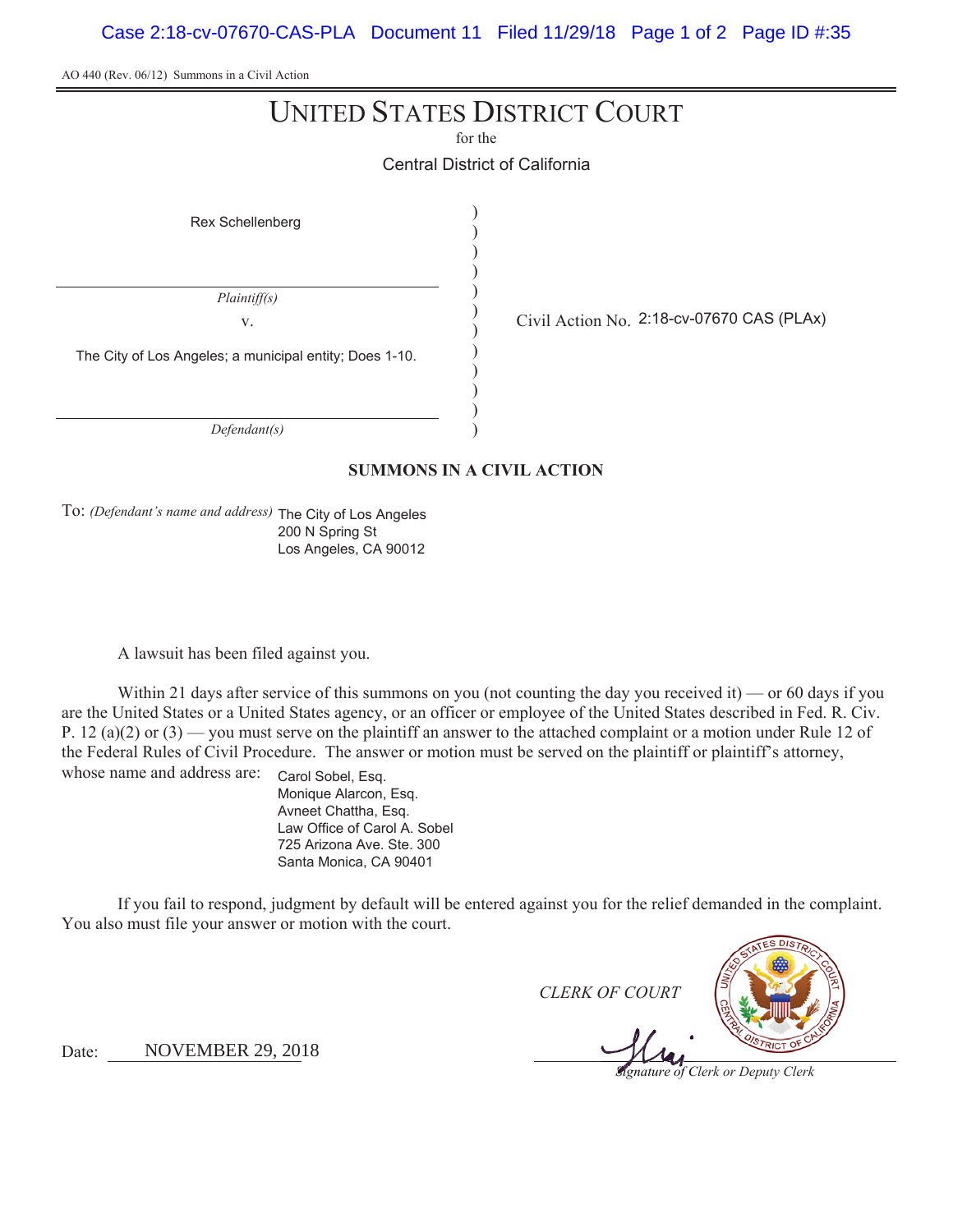AO 440 (Rev. 06/12) Summons in a Civil Action

# UNITED STATES DISTRICT COURT

for the

Central District of California

Rex Schellenberg

*Plaintiff(s)*

v.

The City of Los Angeles; a municipal entity; Does 1-10.

*Defendant(s)*

Civil Action No. 2:18-cv-07670 CAS (PLAx)

## SUMMONS IN A CIVIL ACTION

To: *(Defendant's name and address)* The City of Los Angeles
200 N Spring St
Los Angeles, CA 90012

A lawsuit has been filed against you.

Within 21 days after service of this summons on you (not counting the day you received it) — or 60 days if you are the United States or a United States agency, or an officer or employee of the United States described in Fed. R. Civ. P. 12 (a)(2) or (3) — you must serve on the plaintiff an answer to the attached complaint or a motion under Rule 12 of the Federal Rules of Civil Procedure. The answer or motion must be served on the plaintiff or plaintiff's attorney, whose name and address are:

Carol Sobel, Esq.
Monique Alarcon, Esq.
Avneet Chattha, Esq.
Law Office of Carol A. Sobel
725 Arizona Ave. Ste. 300
Santa Monica, CA 90401

If you fail to respond, judgment by default will be entered against you for the relief demanded in the complaint. You also must file your answer or motion with the court.

*CLERK OF COURT*

Date: NOVEMBER 29, 2018

*Signature of Clerk or Deputy Clerk*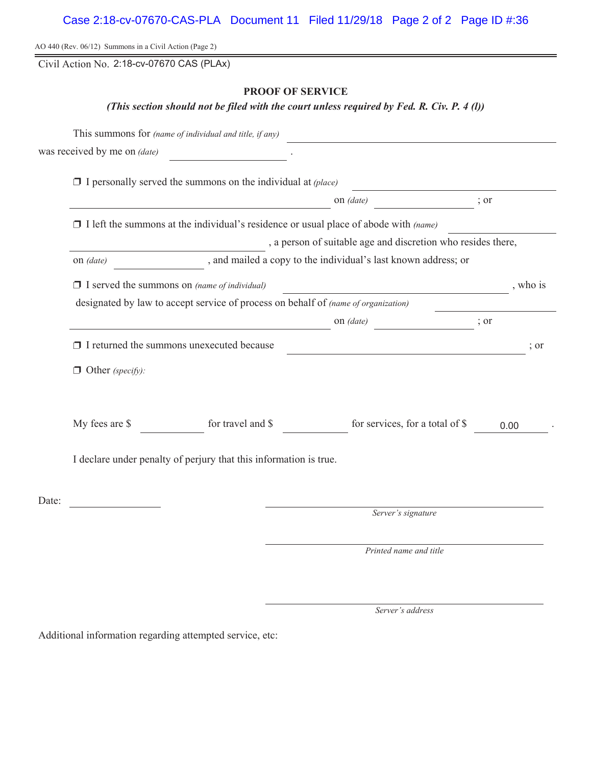AO 440 (Rev. 06/12) Summons in a Civil Action (Page 2)

Civil Action No. 2:18-cv-07670 CAS (PLAx)

## PROOF OF SERVICE

***(This section should not be filed with the court unless required by Fed. R. Civ. P. 4 (l))***

This summons for *(name of individual and title, if any)* ______________________________

was received by me on *(date)* ______________ .

❒ I personally served the summons on the individual at *(place)* ______________________________

______________________________ on *(date)* ______________ ; or

❒ I left the summons at the individual's residence or usual place of abode with *(name)* ______________

______________________________ , a person of suitable age and discretion who resides there,

on *(date)* ______________ , and mailed a copy to the individual's last known address; or

❒ I served the summons on *(name of individual)* ______________________________ , who is

designated by law to accept service of process on behalf of *(name of organization)* ______________

______________________________ on *(date)* ______________ ; or

❒ I returned the summons unexecuted because ______________________________ ; or

❒ Other *(specify)*:

My fees are $ ______________ for travel and $ ______________ for services, for a total of $ 0.00 .

I declare under penalty of perjury that this information is true.

Date: ______________

______________________________
*Server's signature*

______________________________
*Printed name and title*

______________________________
*Server's address*

Additional information regarding attempted service, etc: